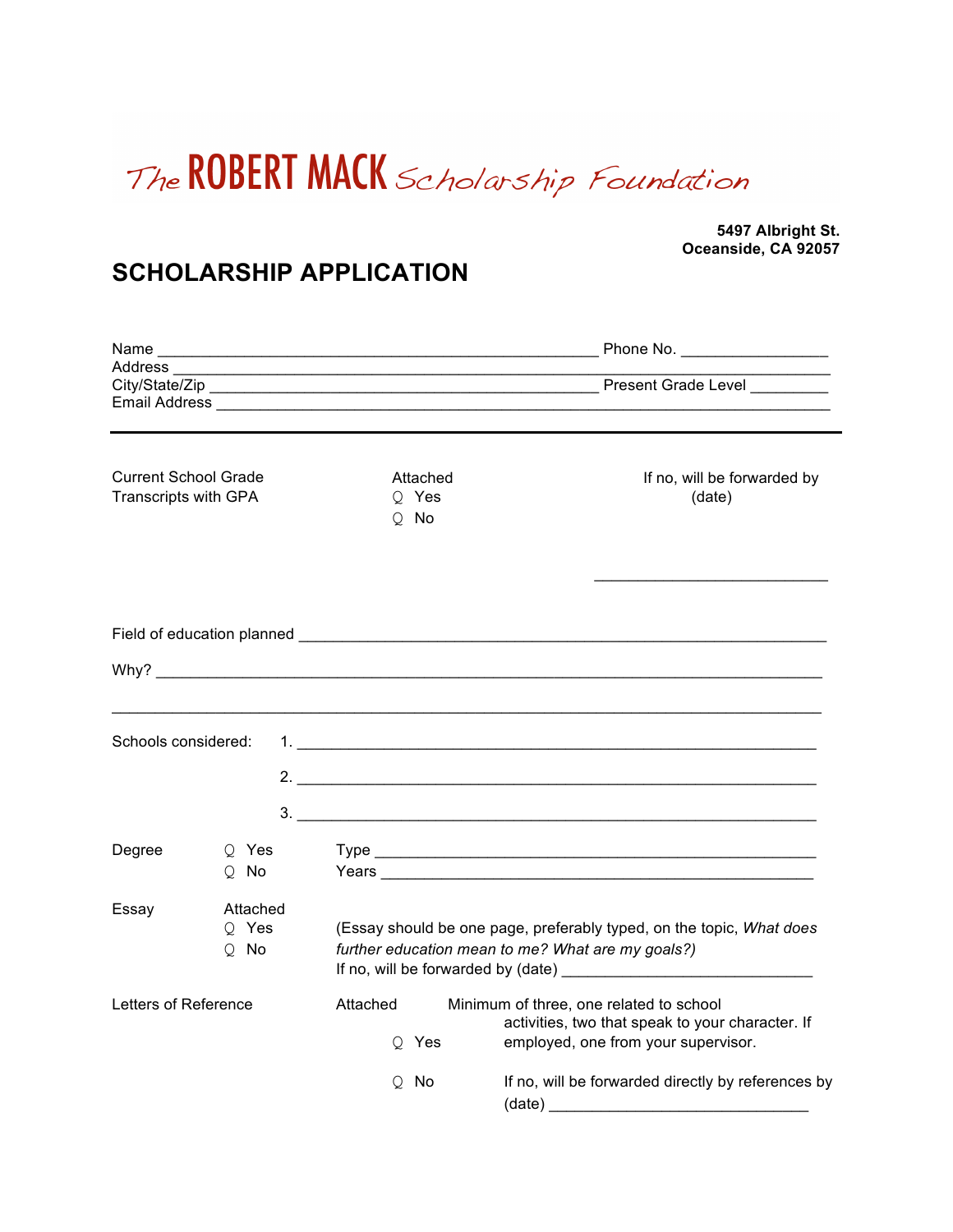# The ROBERT MACK Scholarship Foundation

**5497 Albright St.**
**Oceanside, CA 92057**

## SCHOLARSHIP APPLICATION

Name ____________________________________________ Phone No. _______________
Address ___________________________________________________________________
City/State/Zip _____________________________________ Present Grade Level ________
Email Address ______________________________________________________________

---

Current School Grade Transcripts with GPA

Attached
- ○ Yes
- ○ No

If no, will be forwarded by (date) _______________________

Field of education planned ______________________________________________________

Why? ______________________________________________________________________

____________________________________________________________________________

Schools considered:
1. ______________________________________________________
2. ______________________________________________________
3. ______________________________________________________

Degree
- ○ Yes
- ○ No

Type ______________________________________________
Years ______________________________________________

Essay

Attached
- ○ Yes
- ○ No

(Essay should be one page, preferably typed, on the topic, *What does further education mean to me? What are my goals?)*
If no, will be forwarded by (date) ___________________________

Letters of Reference

Attached
- ○ Yes — Minimum of three, one related to school activities, two that speak to your character. If employed, one from your supervisor.
- ○ No — If no, will be forwarded directly by references by (date) ____________________________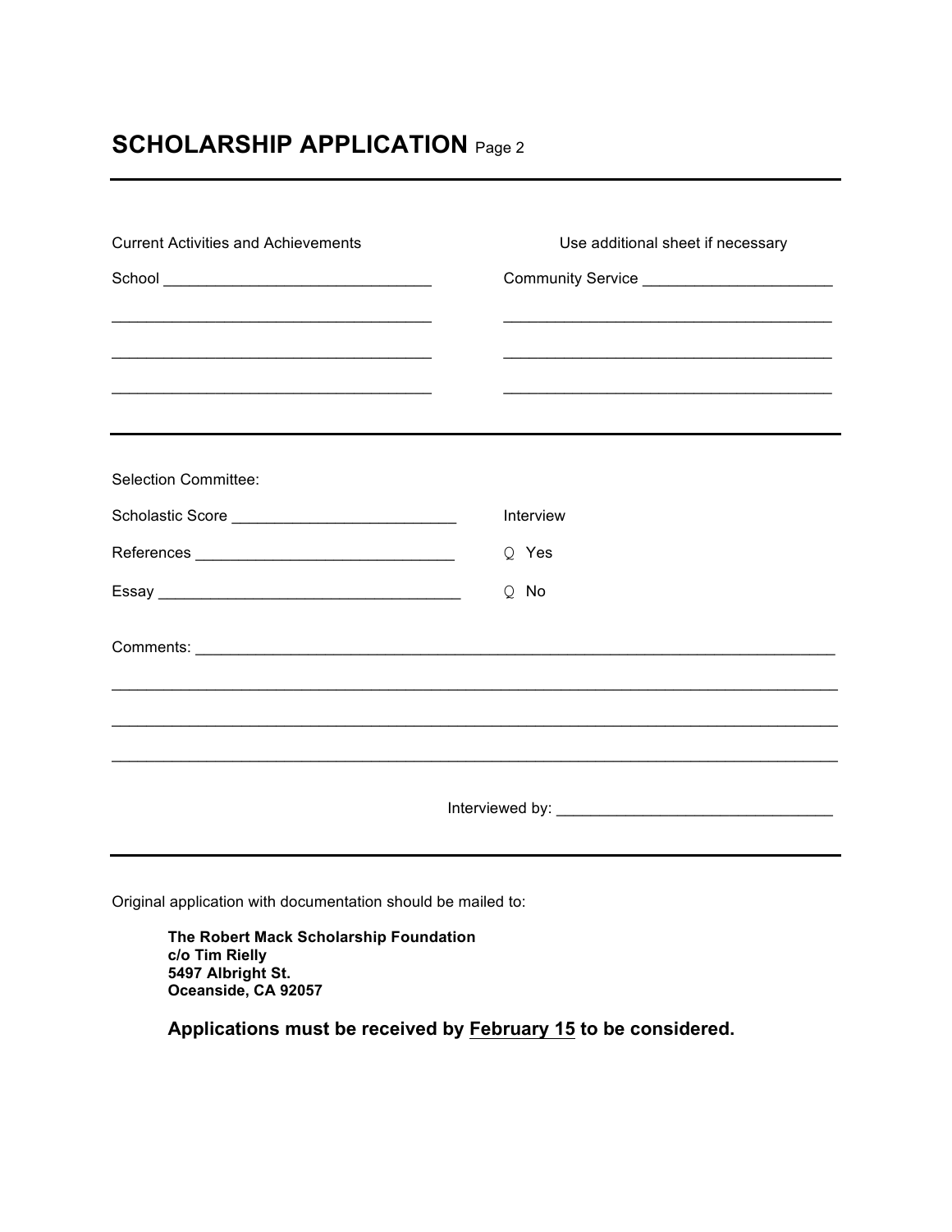# SCHOLARSHIP APPLICATION Page 2

Current Activities and Achievements

Use additional sheet if necessary

School ______________________________

____________________________________

____________________________________

____________________________________

Community Service _____________________

____________________________________

____________________________________

____________________________________

---

Selection Committee:

Scholastic Score _________________________

References ____________________________

Essay _________________________________

Interview

- ○ Yes
- ○ No

Comments: ____________________________________________________________________

______________________________________________________________________________

______________________________________________________________________________

______________________________________________________________________________

Interviewed by: ______________________________

---

Original application with documentation should be mailed to:

**The Robert Mack Scholarship Foundation**
**c/o Tim Rielly**
**5497 Albright St.**
**Oceanside, CA 92057**

**Applications must be received by February 15 to be considered.**